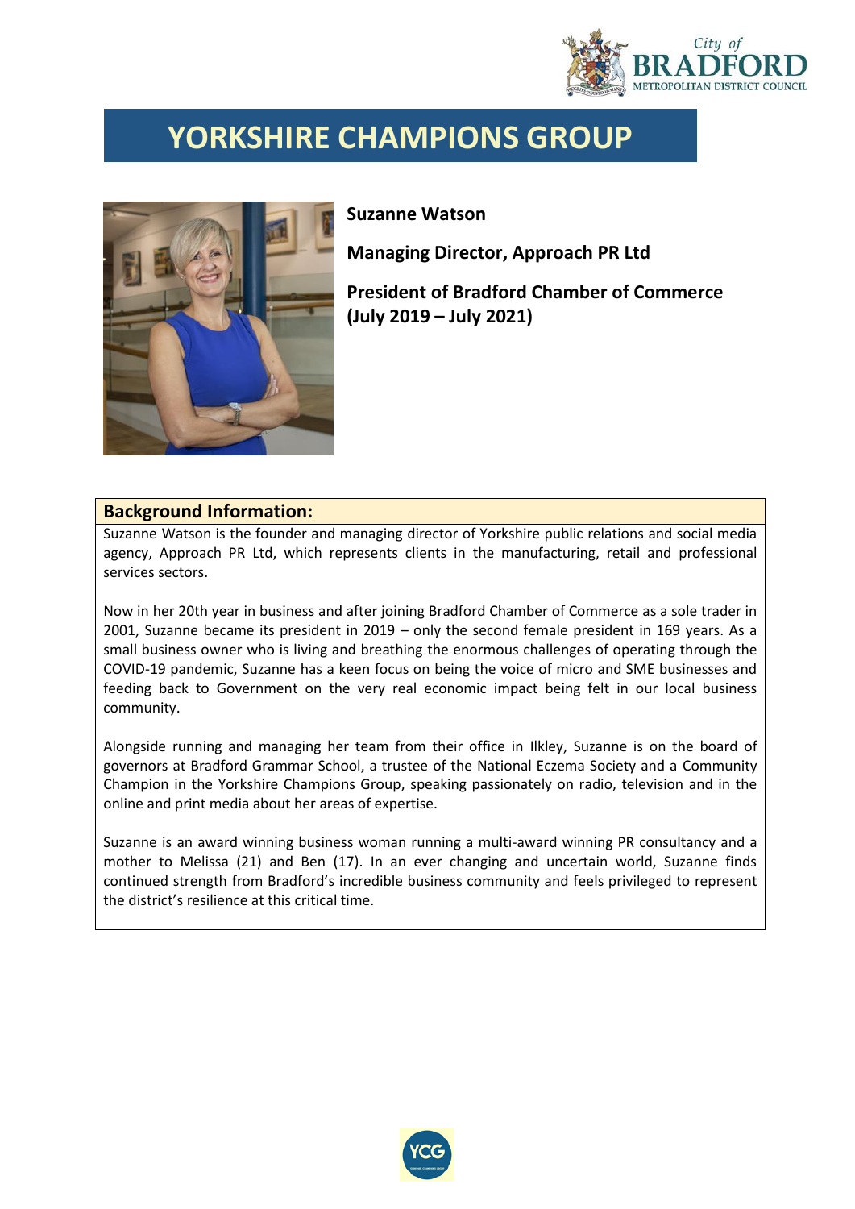# YORKSHIRE CHAMPIONS GROUP

**Suzanne Watson**

**Managing Director, Approach PR Ltd**

**President of Bradford Chamber of Commerce (July 2019 – July 2021)**

## Background Information:

Suzanne Watson is the founder and managing director of Yorkshire public relations and social media agency, Approach PR Ltd, which represents clients in the manufacturing, retail and professional services sectors.

Now in her 20th year in business and after joining Bradford Chamber of Commerce as a sole trader in 2001, Suzanne became its president in 2019 – only the second female president in 169 years. As a small business owner who is living and breathing the enormous challenges of operating through the COVID-19 pandemic, Suzanne has a keen focus on being the voice of micro and SME businesses and feeding back to Government on the very real economic impact being felt in our local business community.

Alongside running and managing her team from their office in Ilkley, Suzanne is on the board of governors at Bradford Grammar School, a trustee of the National Eczema Society and a Community Champion in the Yorkshire Champions Group, speaking passionately on radio, television and in the online and print media about her areas of expertise.

Suzanne is an award winning business woman running a multi-award winning PR consultancy and a mother to Melissa (21) and Ben (17). In an ever changing and uncertain world, Suzanne finds continued strength from Bradford's incredible business community and feels privileged to represent the district's resilience at this critical time.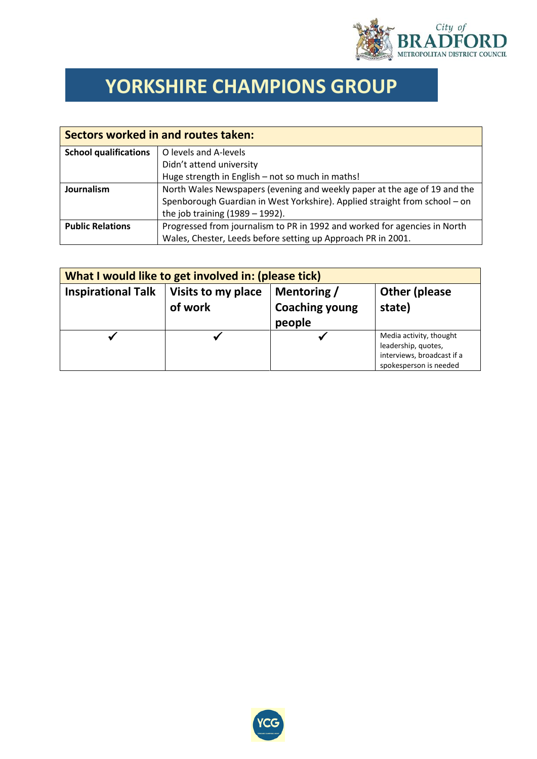# YORKSHIRE CHAMPIONS GROUP

| Sectors worked in and routes taken: | |
|---|---|
| **School qualifications** | O levels and A-levels<br>Didn't attend university<br>Huge strength in English – not so much in maths! |
| **Journalism** | North Wales Newspapers (evening and weekly paper at the age of 19 and the Spenborough Guardian in West Yorkshire). Applied straight from school – on the job training (1989 – 1992). |
| **Public Relations** | Progressed from journalism to PR in 1992 and worked for agencies in North Wales, Chester, Leeds before setting up Approach PR in 2001. |

**What I would like to get involved in: (please tick)**

| Inspirational Talk | Visits to my place of work | Mentoring / Coaching young people | Other (please state) |
|---|---|---|---|
| ✔ | ✔ | ✔ | Media activity, thought leadership, quotes, interviews, broadcast if a spokesperson is needed |